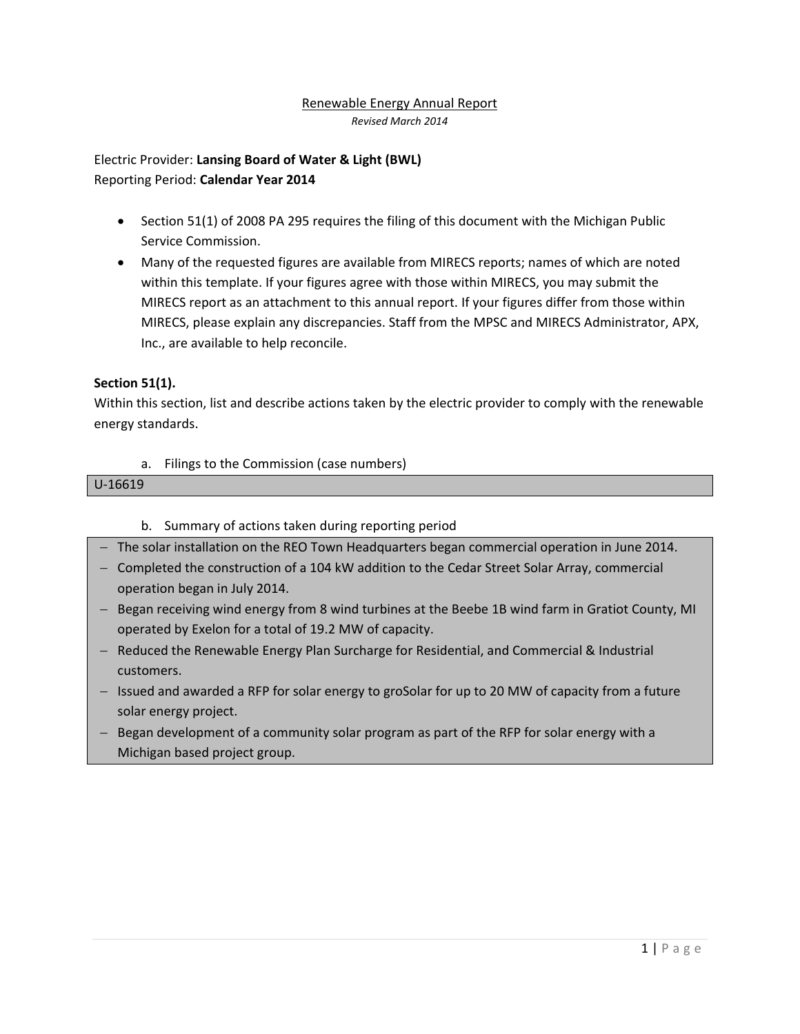# Renewable Energy Annual Report

*Revised March 2014*

Electric Provider: **Lansing Board of Water & Light (BWL)**
Reporting Period: **Calendar Year 2014**

- Section 51(1) of 2008 PA 295 requires the filing of this document with the Michigan Public Service Commission.
- Many of the requested figures are available from MIRECS reports; names of which are noted within this template. If your figures agree with those within MIRECS, you may submit the MIRECS report as an attachment to this annual report. If your figures differ from those within MIRECS, please explain any discrepancies. Staff from the MPSC and MIRECS Administrator, APX, Inc., are available to help reconcile.

**Section 51(1).**

Within this section, list and describe actions taken by the electric provider to comply with the renewable energy standards.

a. Filings to the Commission (case numbers)

U-16619

b. Summary of actions taken during reporting period

- The solar installation on the REO Town Headquarters began commercial operation in June 2014.
- Completed the construction of a 104 kW addition to the Cedar Street Solar Array, commercial operation began in July 2014.
- Began receiving wind energy from 8 wind turbines at the Beebe 1B wind farm in Gratiot County, MI operated by Exelon for a total of 19.2 MW of capacity.
- Reduced the Renewable Energy Plan Surcharge for Residential, and Commercial & Industrial customers.
- Issued and awarded a RFP for solar energy to groSolar for up to 20 MW of capacity from a future solar energy project.
- Began development of a community solar program as part of the RFP for solar energy with a Michigan based project group.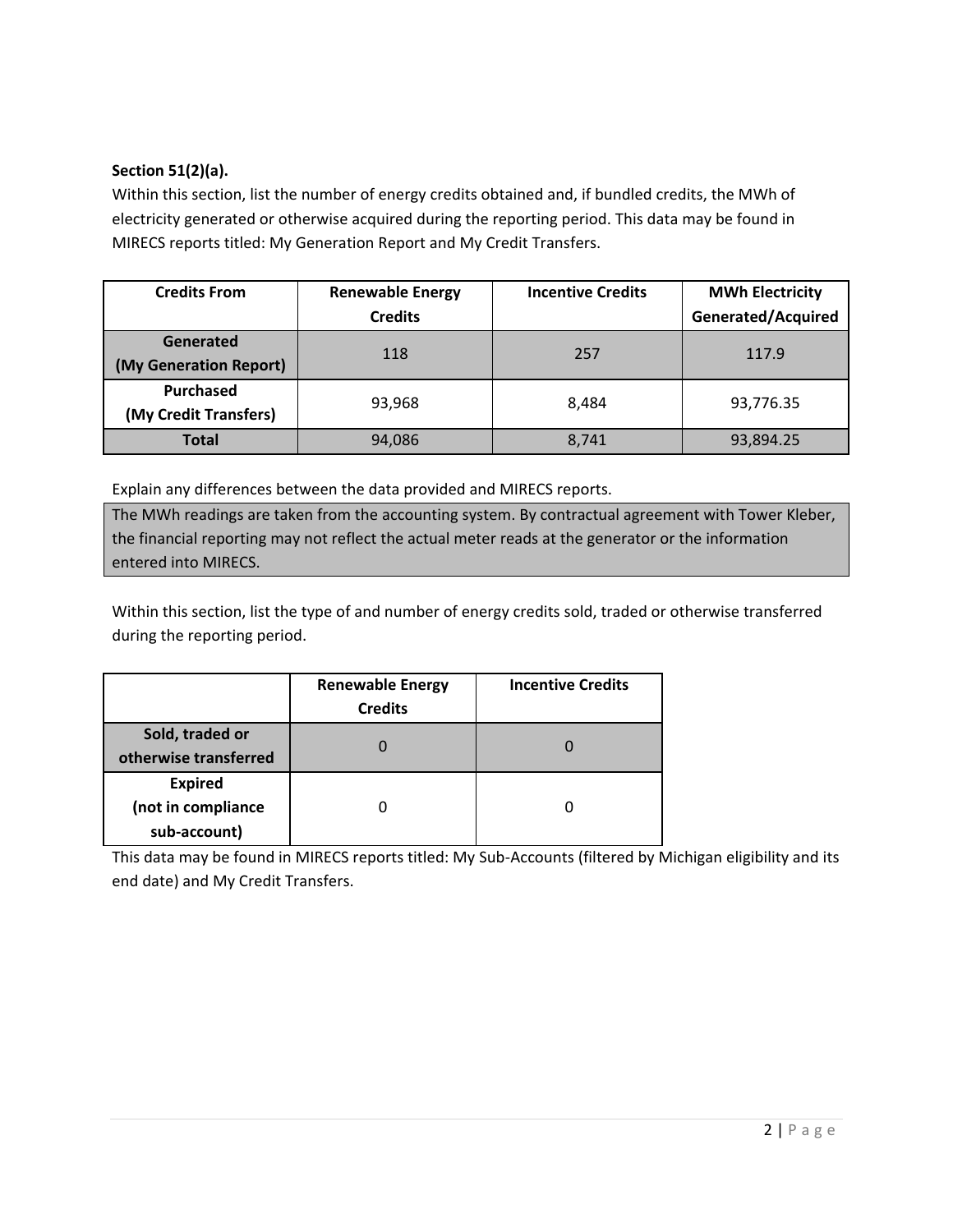**Section 51(2)(a).**

Within this section, list the number of energy credits obtained and, if bundled credits, the MWh of electricity generated or otherwise acquired during the reporting period. This data may be found in MIRECS reports titled: My Generation Report and My Credit Transfers.

| Credits From | Renewable Energy Credits | Incentive Credits | MWh Electricity Generated/Acquired |
|---|---|---|---|
| **Generated (My Generation Report)** | 118 | 257 | 117.9 |
| **Purchased (My Credit Transfers)** | 93,968 | 8,484 | 93,776.35 |
| **Total** | 94,086 | 8,741 | 93,894.25 |

Explain any differences between the data provided and MIRECS reports.

The MWh readings are taken from the accounting system. By contractual agreement with Tower Kleber, the financial reporting may not reflect the actual meter reads at the generator or the information entered into MIRECS.

Within this section, list the type of and number of energy credits sold, traded or otherwise transferred during the reporting period.

| | Renewable Energy Credits | Incentive Credits |
|---|---|---|
| **Sold, traded or otherwise transferred** | 0 | 0 |
| **Expired (not in compliance sub-account)** | 0 | 0 |

This data may be found in MIRECS reports titled: My Sub-Accounts (filtered by Michigan eligibility and its end date) and My Credit Transfers.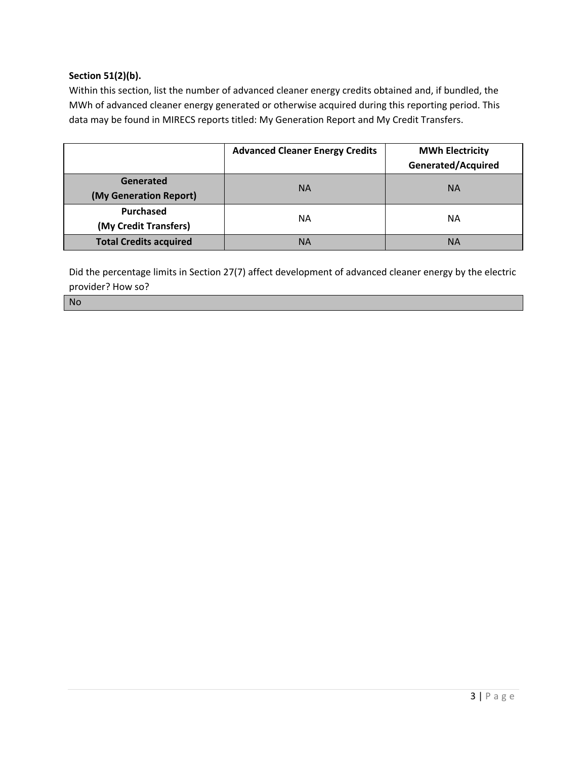**Section 51(2)(b).**

Within this section, list the number of advanced cleaner energy credits obtained and, if bundled, the MWh of advanced cleaner energy generated or otherwise acquired during this reporting period. This data may be found in MIRECS reports titled: My Generation Report and My Credit Transfers.

| | **Advanced Cleaner Energy Credits** | **MWh Electricity Generated/Acquired** |
|---|---|---|
| **Generated (My Generation Report)** | NA | NA |
| **Purchased (My Credit Transfers)** | NA | NA |
| **Total Credits acquired** | NA | NA |

Did the percentage limits in Section 27(7) affect development of advanced cleaner energy by the electric provider? How so?

No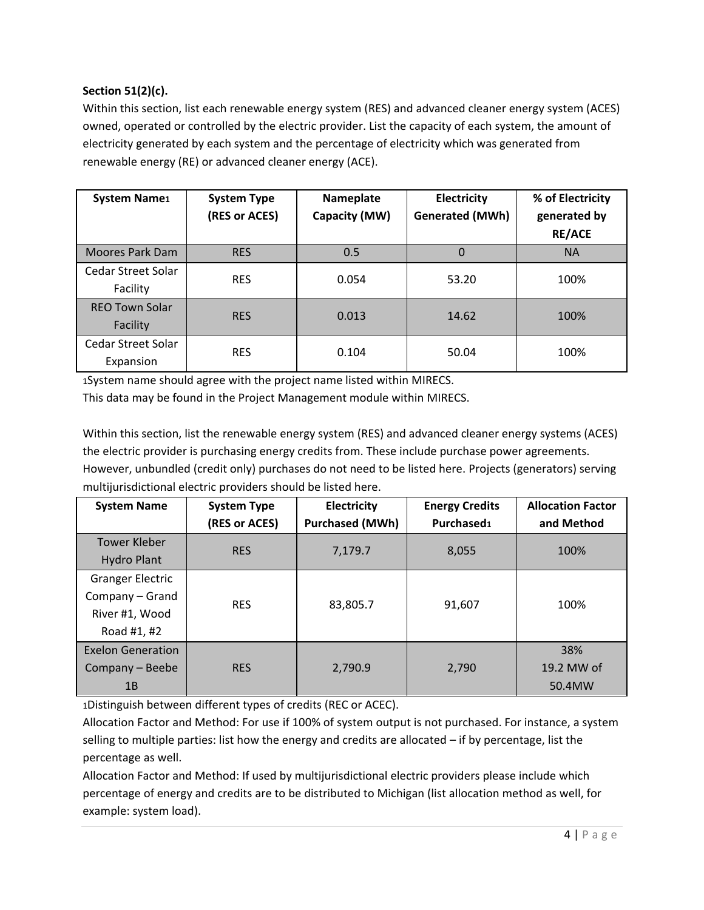**Section 51(2)(c).**

Within this section, list each renewable energy system (RES) and advanced cleaner energy system (ACES) owned, operated or controlled by the electric provider. List the capacity of each system, the amount of electricity generated by each system and the percentage of electricity which was generated from renewable energy (RE) or advanced cleaner energy (ACE).

| System Name[1] | System Type (RES or ACES) | Nameplate Capacity (MW) | Electricity Generated (MWh) | % of Electricity generated by RE/ACE |
|---|---|---|---|---|
| Moores Park Dam | RES | 0.5 | 0 | NA |
| Cedar Street Solar Facility | RES | 0.054 | 53.20 | 100% |
| REO Town Solar Facility | RES | 0.013 | 14.62 | 100% |
| Cedar Street Solar Expansion | RES | 0.104 | 50.04 | 100% |

[1]System name should agree with the project name listed within MIRECS.
This data may be found in the Project Management module within MIRECS.

Within this section, list the renewable energy system (RES) and advanced cleaner energy systems (ACES) the electric provider is purchasing energy credits from. These include purchase power agreements. However, unbundled (credit only) purchases do not need to be listed here. Projects (generators) serving multijurisdictional electric providers should be listed here.

| System Name | System Type (RES or ACES) | Electricity Purchased (MWh) | Energy Credits Purchased[1] | Allocation Factor and Method |
|---|---|---|---|---|
| Tower Kleber Hydro Plant | RES | 7,179.7 | 8,055 | 100% |
| Granger Electric Company – Grand River #1, Wood Road #1, #2 | RES | 83,805.7 | 91,607 | 100% |
| Exelon Generation Company – Beebe 1B | RES | 2,790.9 | 2,790 | 38% 19.2 MW of 50.4MW |

[1]Distinguish between different types of credits (REC or ACEC).
Allocation Factor and Method: For use if 100% of system output is not purchased. For instance, a system selling to multiple parties: list how the energy and credits are allocated – if by percentage, list the percentage as well.
Allocation Factor and Method: If used by multijurisdictional electric providers please include which percentage of energy and credits are to be distributed to Michigan (list allocation method as well, for example: system load).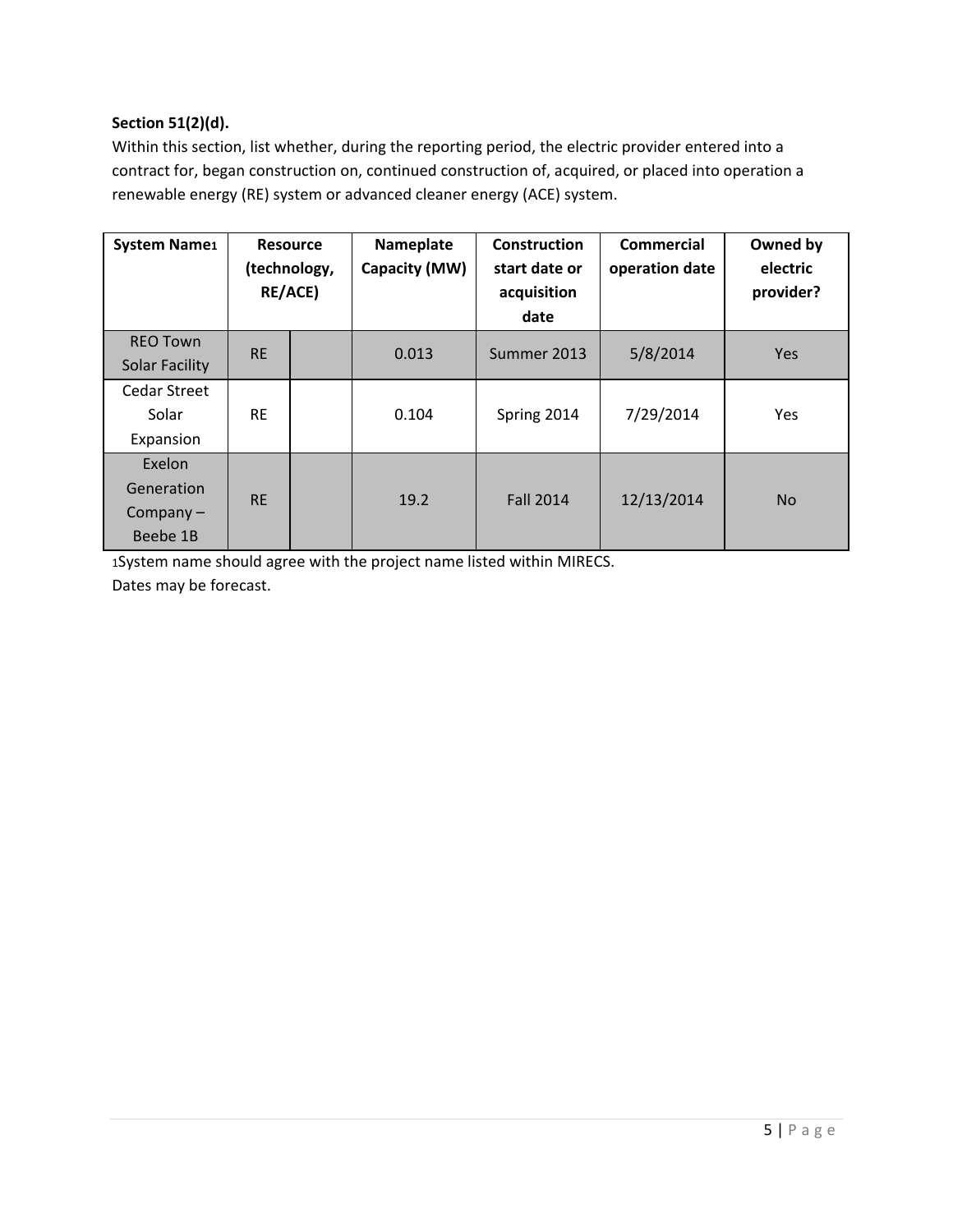**Section 51(2)(d).**

Within this section, list whether, during the reporting period, the electric provider entered into a contract for, began construction on, continued construction of, acquired, or placed into operation a renewable energy (RE) system or advanced cleaner energy (ACE) system.

| System Name[1] | Resource (technology, RE/ACE) | | Nameplate Capacity (MW) | Construction start date or acquisition date | Commercial operation date | Owned by electric provider? |
|---|---|---|---|---|---|---|
| REO Town Solar Facility | RE | | 0.013 | Summer 2013 | 5/8/2014 | Yes |
| Cedar Street Solar Expansion | RE | | 0.104 | Spring 2014 | 7/29/2014 | Yes |
| Exelon Generation Company – Beebe 1B | RE | | 19.2 | Fall 2014 | 12/13/2014 | No |

[1]System name should agree with the project name listed within MIRECS.
Dates may be forecast.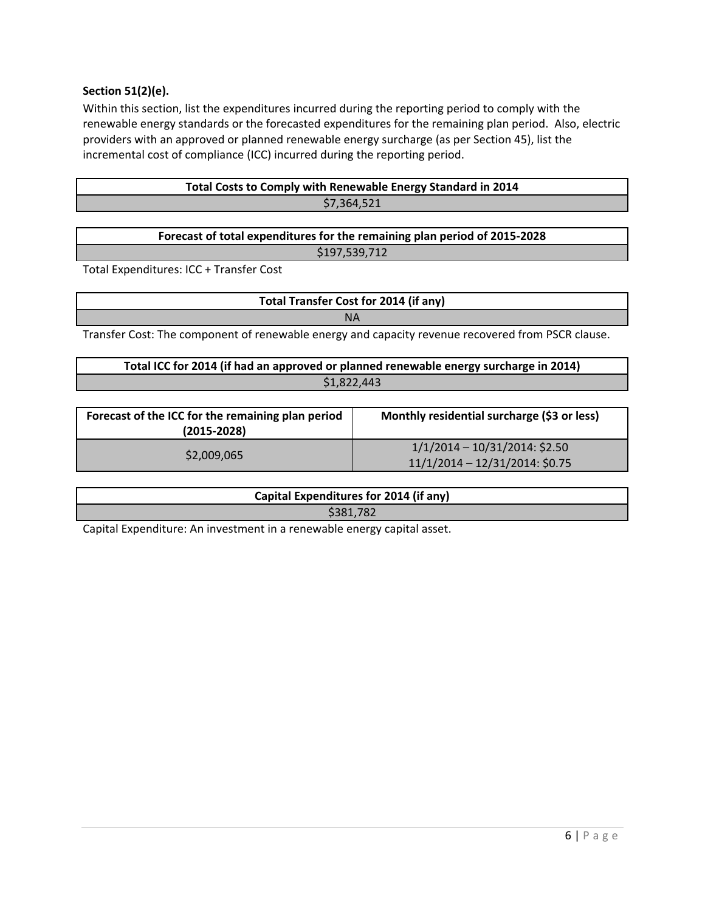**Section 51(2)(e).**

Within this section, list the expenditures incurred during the reporting period to comply with the renewable energy standards or the forecasted expenditures for the remaining plan period. Also, electric providers with an approved or planned renewable energy surcharge (as per Section 45), list the incremental cost of compliance (ICC) incurred during the reporting period.

| Total Costs to Comply with Renewable Energy Standard in 2014 |
|---|
| $7,364,521 |

| Forecast of total expenditures for the remaining plan period of 2015-2028 |
|---|
| $197,539,712 |

Total Expenditures: ICC + Transfer Cost

| Total Transfer Cost for 2014 (if any) |
|---|
| NA |

Transfer Cost: The component of renewable energy and capacity revenue recovered from PSCR clause.

| Total ICC for 2014 (if had an approved or planned renewable energy surcharge in 2014) |
|---|
| $1,822,443 |

| Forecast of the ICC for the remaining plan period (2015-2028) | Monthly residential surcharge ($3 or less) |
|---|---|
| $2,009,065 | 1/1/2014 – 10/31/2014: $2.50<br>11/1/2014 – 12/31/2014: $0.75 |

| Capital Expenditures for 2014 (if any) |
|---|
| $381,782 |

Capital Expenditure: An investment in a renewable energy capital asset.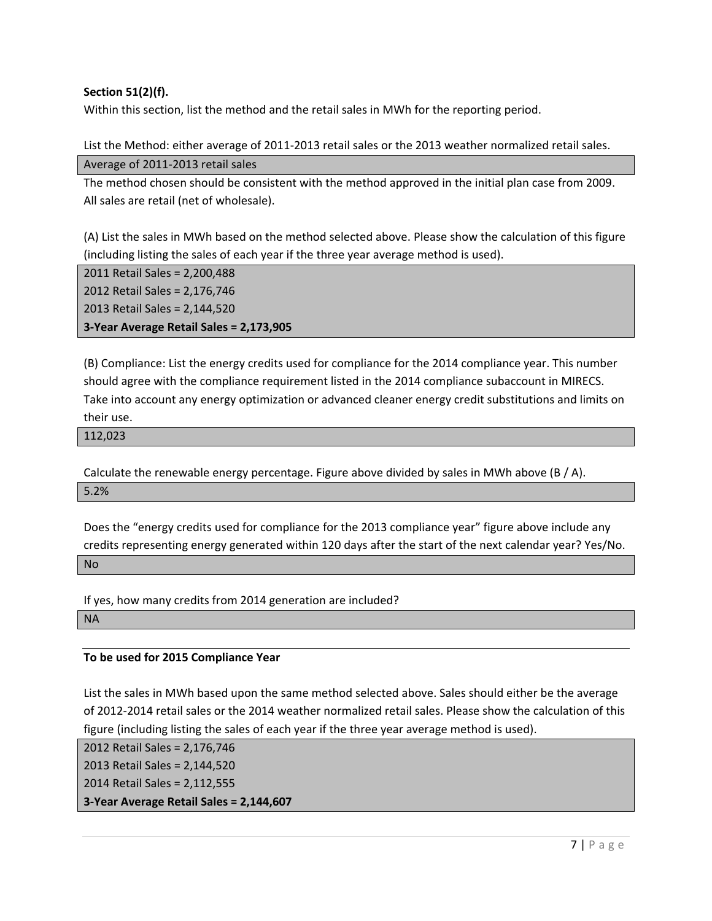**Section 51(2)(f).**

Within this section, list the method and the retail sales in MWh for the reporting period.

List the Method: either average of 2011-2013 retail sales or the 2013 weather normalized retail sales.

| |
|---|
| Average of 2011-2013 retail sales |

The method chosen should be consistent with the method approved in the initial plan case from 2009. All sales are retail (net of wholesale).

(A) List the sales in MWh based on the method selected above. Please show the calculation of this figure (including listing the sales of each year if the three year average method is used).

| |
|---|
| 2011 Retail Sales = 2,200,488 |
| 2012 Retail Sales = 2,176,746 |
| 2013 Retail Sales = 2,144,520 |
| **3-Year Average Retail Sales = 2,173,905** |

(B) Compliance: List the energy credits used for compliance for the 2014 compliance year. This number should agree with the compliance requirement listed in the 2014 compliance subaccount in MIRECS. Take into account any energy optimization or advanced cleaner energy credit substitutions and limits on their use.

| |
|---|
| 112,023 |

Calculate the renewable energy percentage. Figure above divided by sales in MWh above (B / A).

| |
|---|
| 5.2% |

Does the "energy credits used for compliance for the 2013 compliance year" figure above include any credits representing energy generated within 120 days after the start of the next calendar year? Yes/No.

| |
|---|
| No |

If yes, how many credits from 2014 generation are included?

| |
|---|
| NA |

---

**To be used for 2015 Compliance Year**

List the sales in MWh based upon the same method selected above. Sales should either be the average of 2012-2014 retail sales or the 2014 weather normalized retail sales. Please show the calculation of this figure (including listing the sales of each year if the three year average method is used).

| |
|---|
| 2012 Retail Sales = 2,176,746 |
| 2013 Retail Sales = 2,144,520 |
| 2014 Retail Sales = 2,112,555 |
| **3-Year Average Retail Sales = 2,144,607** |